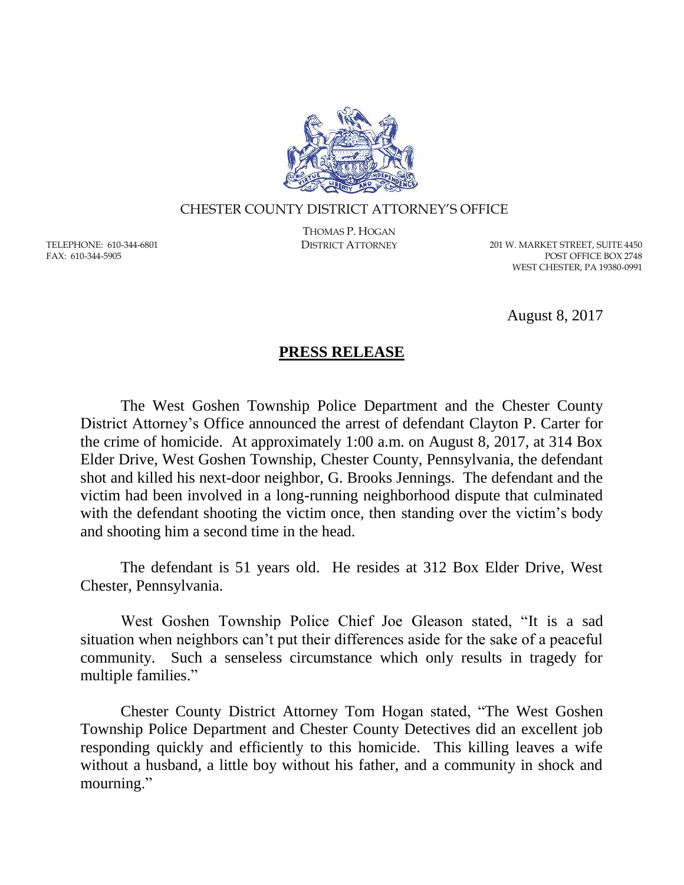CHESTER COUNTY DISTRICT ATTORNEY'S OFFICE

THOMAS P. HOGAN
DISTRICT ATTORNEY

TELEPHONE: 610-344-6801
FAX: 610-344-5905

201 W. MARKET STREET, SUITE 4450
POST OFFICE BOX 2748
WEST CHESTER, PA 19380-0991

August 8, 2017

## **PRESS RELEASE**

The West Goshen Township Police Department and the Chester County District Attorney's Office announced the arrest of defendant Clayton P. Carter for the crime of homicide. At approximately 1:00 a.m. on August 8, 2017, at 314 Box Elder Drive, West Goshen Township, Chester County, Pennsylvania, the defendant shot and killed his next-door neighbor, G. Brooks Jennings. The defendant and the victim had been involved in a long-running neighborhood dispute that culminated with the defendant shooting the victim once, then standing over the victim's body and shooting him a second time in the head.

The defendant is 51 years old. He resides at 312 Box Elder Drive, West Chester, Pennsylvania.

West Goshen Township Police Chief Joe Gleason stated, "It is a sad situation when neighbors can't put their differences aside for the sake of a peaceful community. Such a senseless circumstance which only results in tragedy for multiple families."

Chester County District Attorney Tom Hogan stated, "The West Goshen Township Police Department and Chester County Detectives did an excellent job responding quickly and efficiently to this homicide. This killing leaves a wife without a husband, a little boy without his father, and a community in shock and mourning."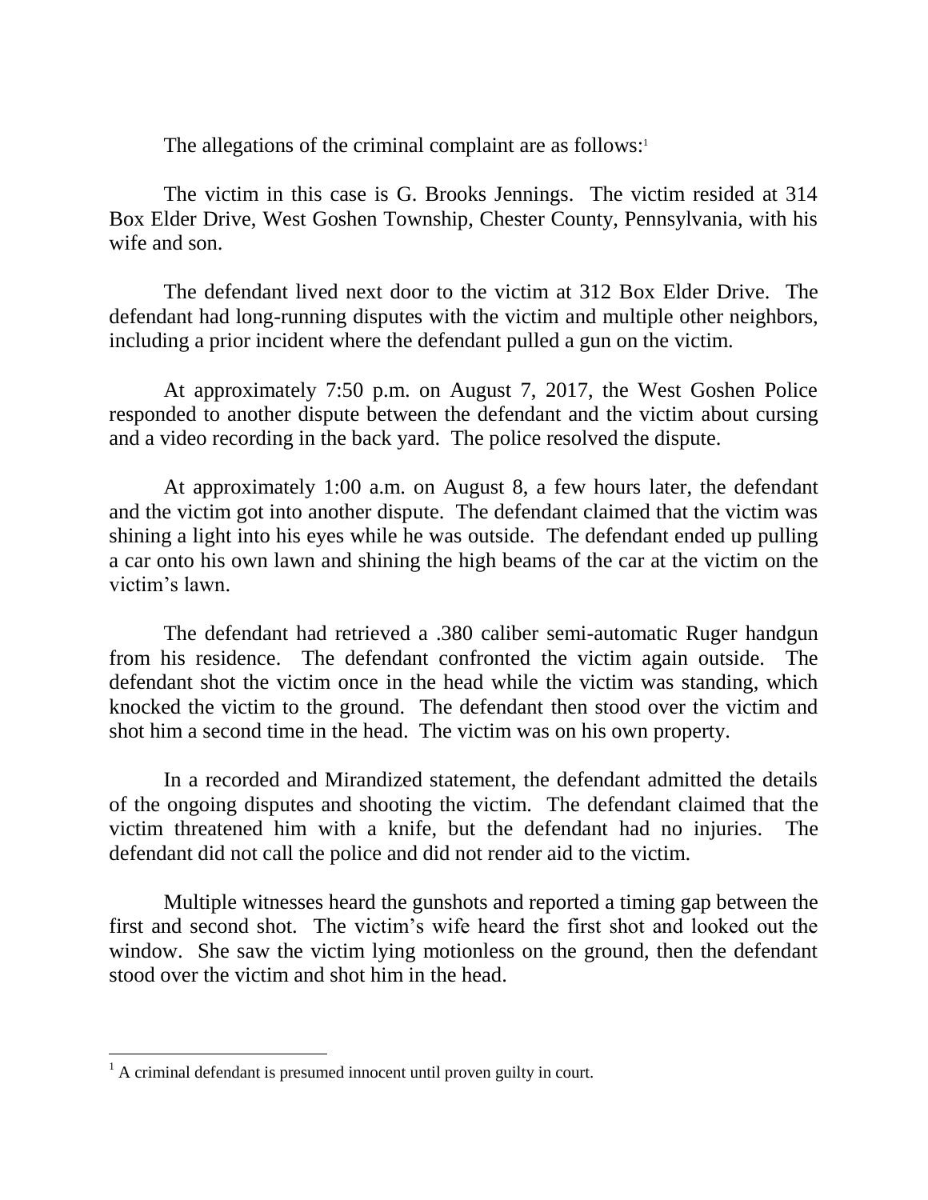The allegations of the criminal complaint are as follows:[1]

The victim in this case is G. Brooks Jennings. The victim resided at 314 Box Elder Drive, West Goshen Township, Chester County, Pennsylvania, with his wife and son.

The defendant lived next door to the victim at 312 Box Elder Drive. The defendant had long-running disputes with the victim and multiple other neighbors, including a prior incident where the defendant pulled a gun on the victim.

At approximately 7:50 p.m. on August 7, 2017, the West Goshen Police responded to another dispute between the defendant and the victim about cursing and a video recording in the back yard. The police resolved the dispute.

At approximately 1:00 a.m. on August 8, a few hours later, the defendant and the victim got into another dispute. The defendant claimed that the victim was shining a light into his eyes while he was outside. The defendant ended up pulling a car onto his own lawn and shining the high beams of the car at the victim on the victim's lawn.

The defendant had retrieved a .380 caliber semi-automatic Ruger handgun from his residence. The defendant confronted the victim again outside. The defendant shot the victim once in the head while the victim was standing, which knocked the victim to the ground. The defendant then stood over the victim and shot him a second time in the head. The victim was on his own property.

In a recorded and Mirandized statement, the defendant admitted the details of the ongoing disputes and shooting the victim. The defendant claimed that the victim threatened him with a knife, but the defendant had no injuries. The defendant did not call the police and did not render aid to the victim.

Multiple witnesses heard the gunshots and reported a timing gap between the first and second shot. The victim's wife heard the first shot and looked out the window. She saw the victim lying motionless on the ground, then the defendant stood over the victim and shot him in the head.

---

[1] A criminal defendant is presumed innocent until proven guilty in court.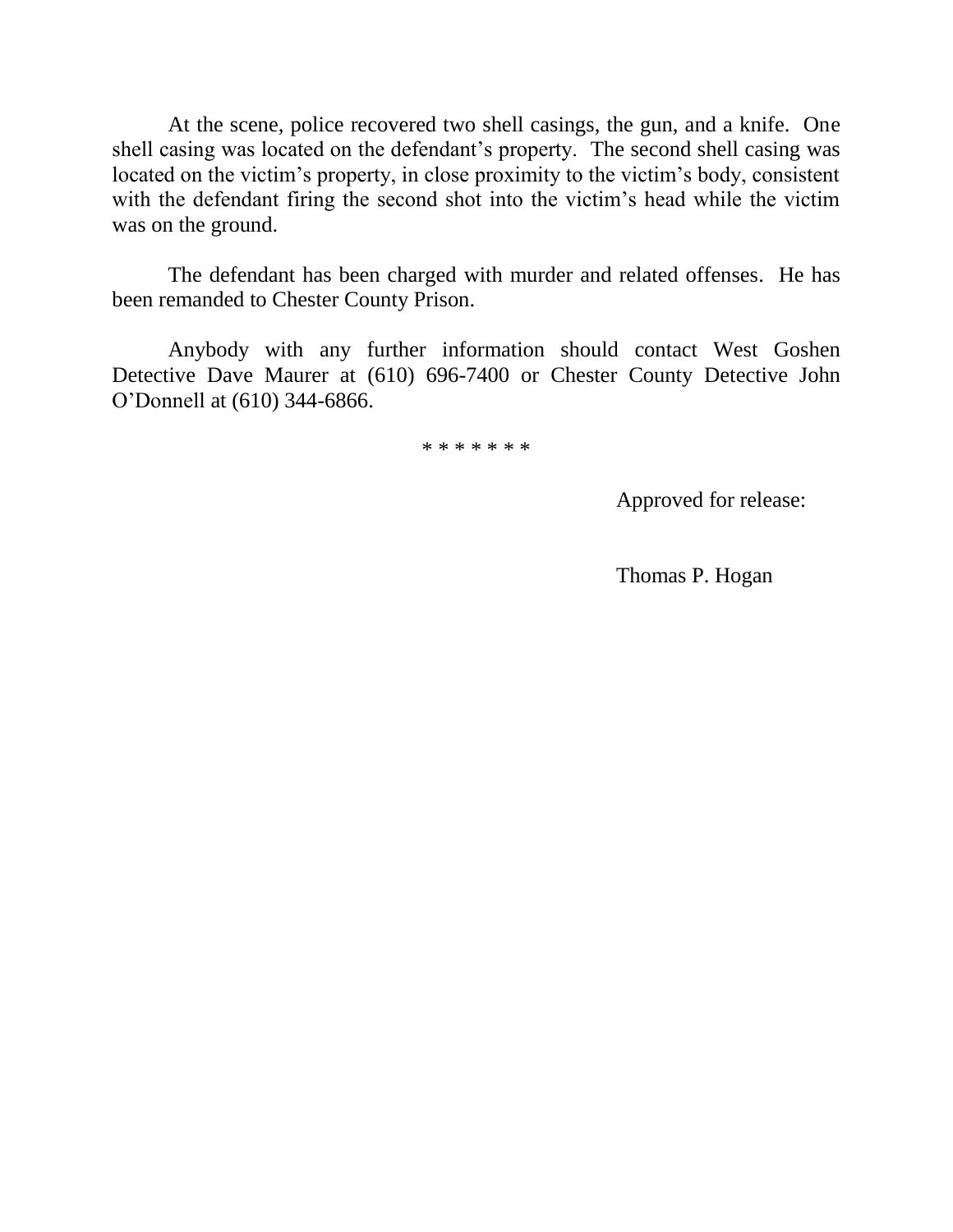At the scene, police recovered two shell casings, the gun, and a knife. One shell casing was located on the defendant's property. The second shell casing was located on the victim's property, in close proximity to the victim's body, consistent with the defendant firing the second shot into the victim's head while the victim was on the ground.

The defendant has been charged with murder and related offenses. He has been remanded to Chester County Prison.

Anybody with any further information should contact West Goshen Detective Dave Maurer at (610) 696-7400 or Chester County Detective John O'Donnell at (610) 344-6866.

* * * * * * *

Approved for release:

Thomas P. Hogan